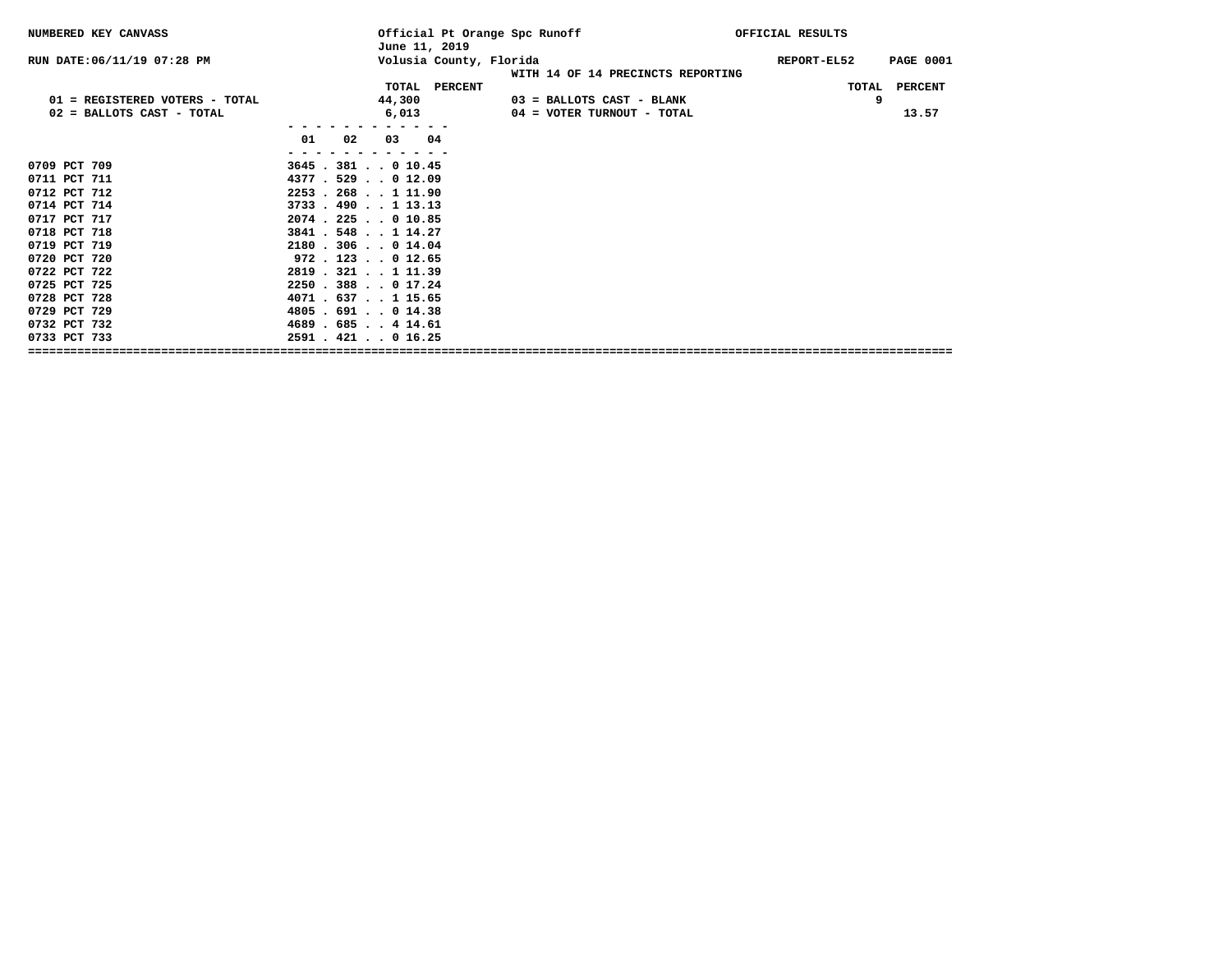NUMBERED KEY CANVASS

Official Pt Orange Spc Runoff
June 11, 2019

OFFICIAL RESULTS

RUN DATE:06/11/19 07:28 PM

Volusia County, Florida

REPORT-EL52 PAGE 0001

WITH 14 OF 14 PRECINCTS REPORTING

| | TOTAL | PERCENT | | TOTAL | PERCENT |
|---|---|---|---|---|---|
| 01 = REGISTERED VOTERS - TOTAL | 44,300 | | 03 = BALLOTS CAST - BLANK | 9 | |
| 02 = BALLOTS CAST - TOTAL | 6,013 | | 04 = VOTER TURNOUT - TOTAL | | 13.57 |

| Precinct | 01 | 02 | 03 | 04 |
|---|---|---|---|---|
| 0709 PCT 709 | 3645 | 381 | 0 | 10.45 |
| 0711 PCT 711 | 4377 | 529 | 0 | 12.09 |
| 0712 PCT 712 | 2253 | 268 | 1 | 11.90 |
| 0714 PCT 714 | 3733 | 490 | 1 | 13.13 |
| 0717 PCT 717 | 2074 | 225 | 0 | 10.85 |
| 0718 PCT 718 | 3841 | 548 | 1 | 14.27 |
| 0719 PCT 719 | 2180 | 306 | 0 | 14.04 |
| 0720 PCT 720 | 972 | 123 | 0 | 12.65 |
| 0722 PCT 722 | 2819 | 321 | 1 | 11.39 |
| 0725 PCT 725 | 2250 | 388 | 0 | 17.24 |
| 0728 PCT 728 | 4071 | 637 | 1 | 15.65 |
| 0729 PCT 729 | 4805 | 691 | 0 | 14.38 |
| 0732 PCT 732 | 4689 | 685 | 4 | 14.61 |
| 0733 PCT 733 | 2591 | 421 | 0 | 16.25 |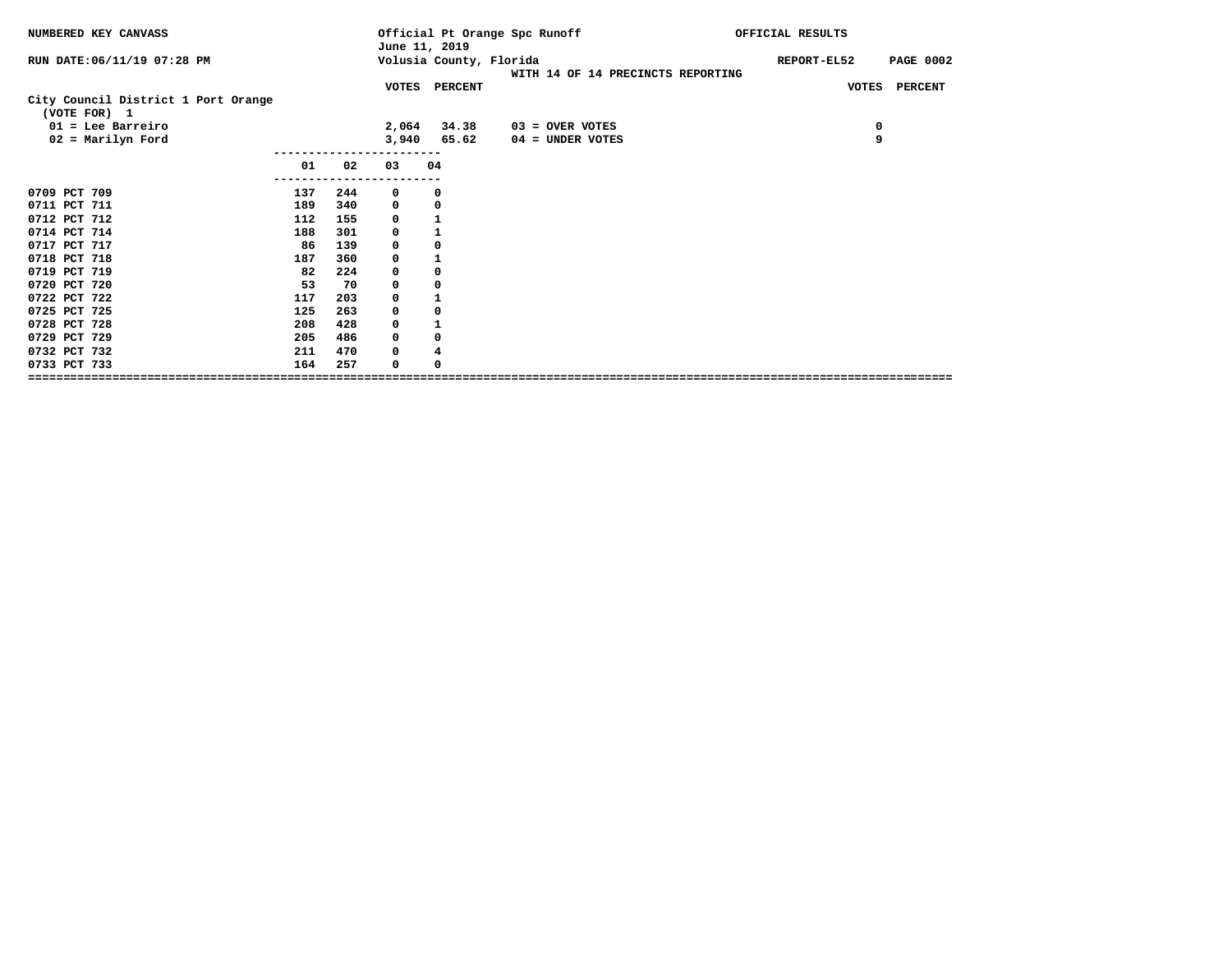NUMBERED KEY CANVASS

Official Pt Orange Spc Runoff
June 11, 2019
Volusia County, Florida
WITH 14 OF 14 PRECINCTS REPORTING

OFFICIAL RESULTS

RUN DATE:06/11/19 07:28 PM

REPORT-EL52

**City Council District 1 Port Orange**
(VOTE FOR) 1

| | VOTES | PERCENT |
|---|---|---|
| 01 = Lee Barreiro | 2,064 | 34.38 |
| 02 = Marilyn Ford | 3,940 | 65.62 |

| | VOTES | PERCENT |
|---|---|---|
| 03 = OVER VOTES | 0 | |
| 04 = UNDER VOTES | 9 | |

| | 01 | 02 | 03 | 04 |
|---|---|---|---|---|
| 0709 PCT 709 | 137 | 244 | 0 | 0 |
| 0711 PCT 711 | 189 | 340 | 0 | 0 |
| 0712 PCT 712 | 112 | 155 | 0 | 1 |
| 0714 PCT 714 | 188 | 301 | 0 | 1 |
| 0717 PCT 717 | 86 | 139 | 0 | 0 |
| 0718 PCT 718 | 187 | 360 | 0 | 1 |
| 0719 PCT 719 | 82 | 224 | 0 | 0 |
| 0720 PCT 720 | 53 | 70 | 0 | 0 |
| 0722 PCT 722 | 117 | 203 | 0 | 1 |
| 0725 PCT 725 | 125 | 263 | 0 | 0 |
| 0728 PCT 728 | 208 | 428 | 0 | 1 |
| 0729 PCT 729 | 205 | 486 | 0 | 0 |
| 0732 PCT 732 | 211 | 470 | 0 | 4 |
| 0733 PCT 733 | 164 | 257 | 0 | 0 |